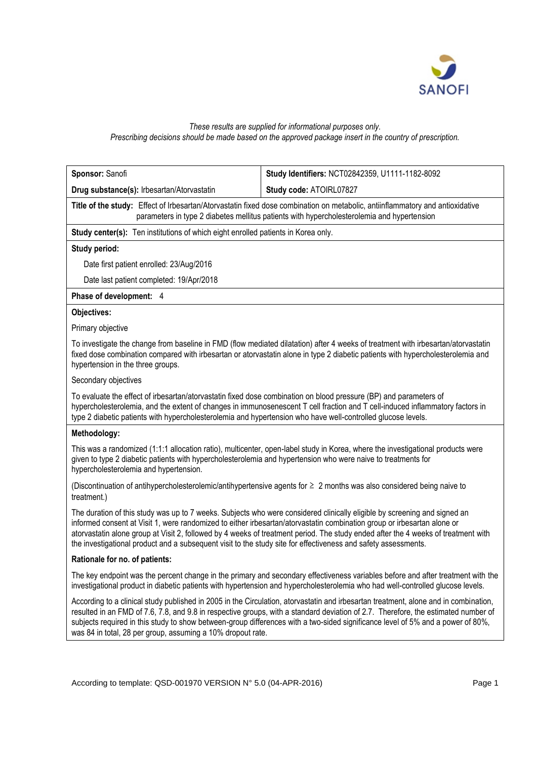*These results are supplied for informational purposes only.*
*Prescribing decisions should be made based on the approved package insert in the country of prescription.*

| **Sponsor:** Sanofi | **Study Identifiers:** NCT02842359, U1111-1182-8092 |
|---|---|
| **Drug substance(s):** Irbesartan/Atorvastatin | **Study code:** ATOIRL07827 |

**Title of the study:** Effect of Irbesartan/Atorvastatin fixed dose combination on metabolic, antiinflammatory and antioxidative parameters in type 2 diabetes mellitus patients with hypercholesterolemia and hypertension

**Study center(s):** Ten institutions of which eight enrolled patients in Korea only.

**Study period:**

Date first patient enrolled: 23/Aug/2016

Date last patient completed: 19/Apr/2018

**Phase of development:** 4

**Objectives:**

Primary objective

To investigate the change from baseline in FMD (flow mediated dilatation) after 4 weeks of treatment with irbesartan/atorvastatin fixed dose combination compared with irbesartan or atorvastatin alone in type 2 diabetic patients with hypercholesterolemia and hypertension in the three groups.

Secondary objectives

To evaluate the effect of irbesartan/atorvastatin fixed dose combination on blood pressure (BP) and parameters of hypercholesterolemia, and the extent of changes in immunosenescent T cell fraction and T cell-induced inflammatory factors in type 2 diabetic patients with hypercholesterolemia and hypertension who have well-controlled glucose levels.

**Methodology:**

This was a randomized (1:1:1 allocation ratio), multicenter, open-label study in Korea, where the investigational products were given to type 2 diabetic patients with hypercholesterolemia and hypertension who were naive to treatments for hypercholesterolemia and hypertension.

(Discontinuation of antihypercholesterolemic/antihypertensive agents for ≥ 2 months was also considered being naive to treatment.)

The duration of this study was up to 7 weeks. Subjects who were considered clinically eligible by screening and signed an informed consent at Visit 1, were randomized to either irbesartan/atorvastatin combination group or irbesartan alone or atorvastatin alone group at Visit 2, followed by 4 weeks of treatment period. The study ended after the 4 weeks of treatment with the investigational product and a subsequent visit to the study site for effectiveness and safety assessments.

**Rationale for no. of patients:**

The key endpoint was the percent change in the primary and secondary effectiveness variables before and after treatment with the investigational product in diabetic patients with hypertension and hypercholesterolemia who had well-controlled glucose levels.

According to a clinical study published in 2005 in the Circulation, atorvastatin and irbesartan treatment, alone and in combination, resulted in an FMD of 7.6, 7.8, and 9.8 in respective groups, with a standard deviation of 2.7. Therefore, the estimated number of subjects required in this study to show between-group differences with a two-sided significance level of 5% and a power of 80%, was 84 in total, 28 per group, assuming a 10% dropout rate.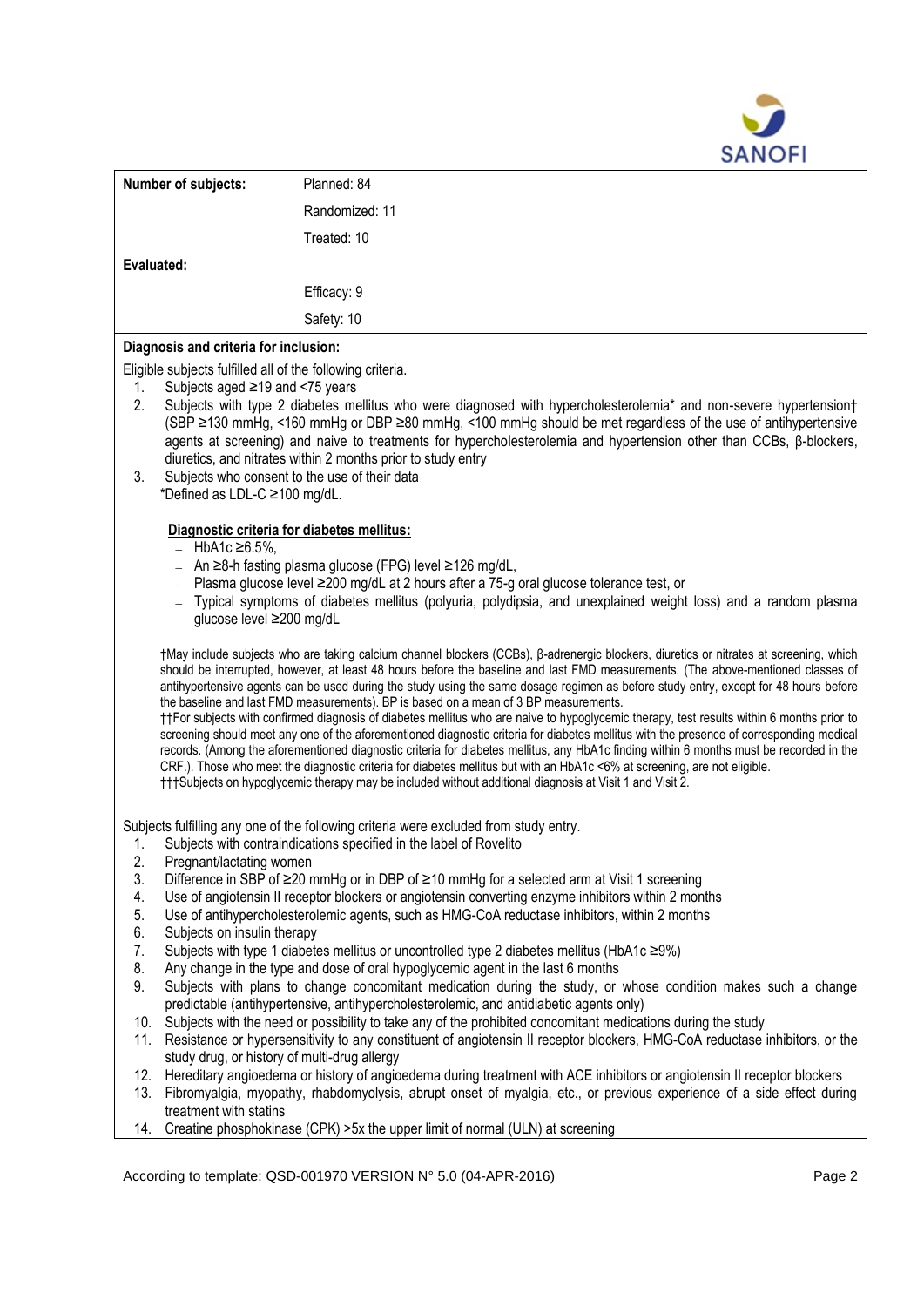| Number of subjects: | Planned: 84 |
|---|---|
| | Randomized: 11 |
| | Treated: 10 |
| **Evaluated:** | |
| | Efficacy: 9 |
| | Safety: 10 |

**Diagnosis and criteria for inclusion:**

Eligible subjects fulfilled all of the following criteria.

1. Subjects aged ≥19 and <75 years
2. Subjects with type 2 diabetes mellitus who were diagnosed with hypercholesterolemia* and non-severe hypertension† (SBP ≥130 mmHg, <160 mmHg or DBP ≥80 mmHg, <100 mmHg should be met regardless of the use of antihypertensive agents at screening) and naive to treatments for hypercholesterolemia and hypertension other than CCBs, β-blockers, diuretics, and nitrates within 2 months prior to study entry
3. Subjects who consent to the use of their data

*Defined as LDL-C ≥100 mg/dL.

**Diagnostic criteria for diabetes mellitus:**

- HbA1c ≥6.5%,
- An ≥8-h fasting plasma glucose (FPG) level ≥126 mg/dL,
- Plasma glucose level ≥200 mg/dL at 2 hours after a 75-g oral glucose tolerance test, or
- Typical symptoms of diabetes mellitus (polyuria, polydipsia, and unexplained weight loss) and a random plasma glucose level ≥200 mg/dL

†May include subjects who are taking calcium channel blockers (CCBs), β-adrenergic blockers, diuretics or nitrates at screening, which should be interrupted, however, at least 48 hours before the baseline and last FMD measurements. (The above-mentioned classes of antihypertensive agents can be used during the study using the same dosage regimen as before study entry, except for 48 hours before the baseline and last FMD measurements). BP is based on a mean of 3 BP measurements.

††For subjects with confirmed diagnosis of diabetes mellitus who are naive to hypoglycemic therapy, test results within 6 months prior to screening should meet any one of the aforementioned diagnostic criteria for diabetes mellitus with the presence of corresponding medical records. (Among the aforementioned diagnostic criteria for diabetes mellitus, any HbA1c finding within 6 months must be recorded in the CRF.). Those who meet the diagnostic criteria for diabetes mellitus but with an HbA1c <6% at screening, are not eligible.

†††Subjects on hypoglycemic therapy may be included without additional diagnosis at Visit 1 and Visit 2.

Subjects fulfilling any one of the following criteria were excluded from study entry.

1. Subjects with contraindications specified in the label of Rovelito
2. Pregnant/lactating women
3. Difference in SBP of ≥20 mmHg or in DBP of ≥10 mmHg for a selected arm at Visit 1 screening
4. Use of angiotensin II receptor blockers or angiotensin converting enzyme inhibitors within 2 months
5. Use of antihypercholesterolemic agents, such as HMG-CoA reductase inhibitors, within 2 months
6. Subjects on insulin therapy
7. Subjects with type 1 diabetes mellitus or uncontrolled type 2 diabetes mellitus (HbA1c ≥9%)
8. Any change in the type and dose of oral hypoglycemic agent in the last 6 months
9. Subjects with plans to change concomitant medication during the study, or whose condition makes such a change predictable (antihypertensive, antihypercholesterolemic, and antidiabetic agents only)
10. Subjects with the need or possibility to take any of the prohibited concomitant medications during the study
11. Resistance or hypersensitivity to any constituent of angiotensin II receptor blockers, HMG-CoA reductase inhibitors, or the study drug, or history of multi-drug allergy
12. Hereditary angioedema or history of angioedema during treatment with ACE inhibitors or angiotensin II receptor blockers
13. Fibromyalgia, myopathy, rhabdomyolysis, abrupt onset of myalgia, etc., or previous experience of a side effect during treatment with statins
14. Creatine phosphokinase (CPK) >5x the upper limit of normal (ULN) at screening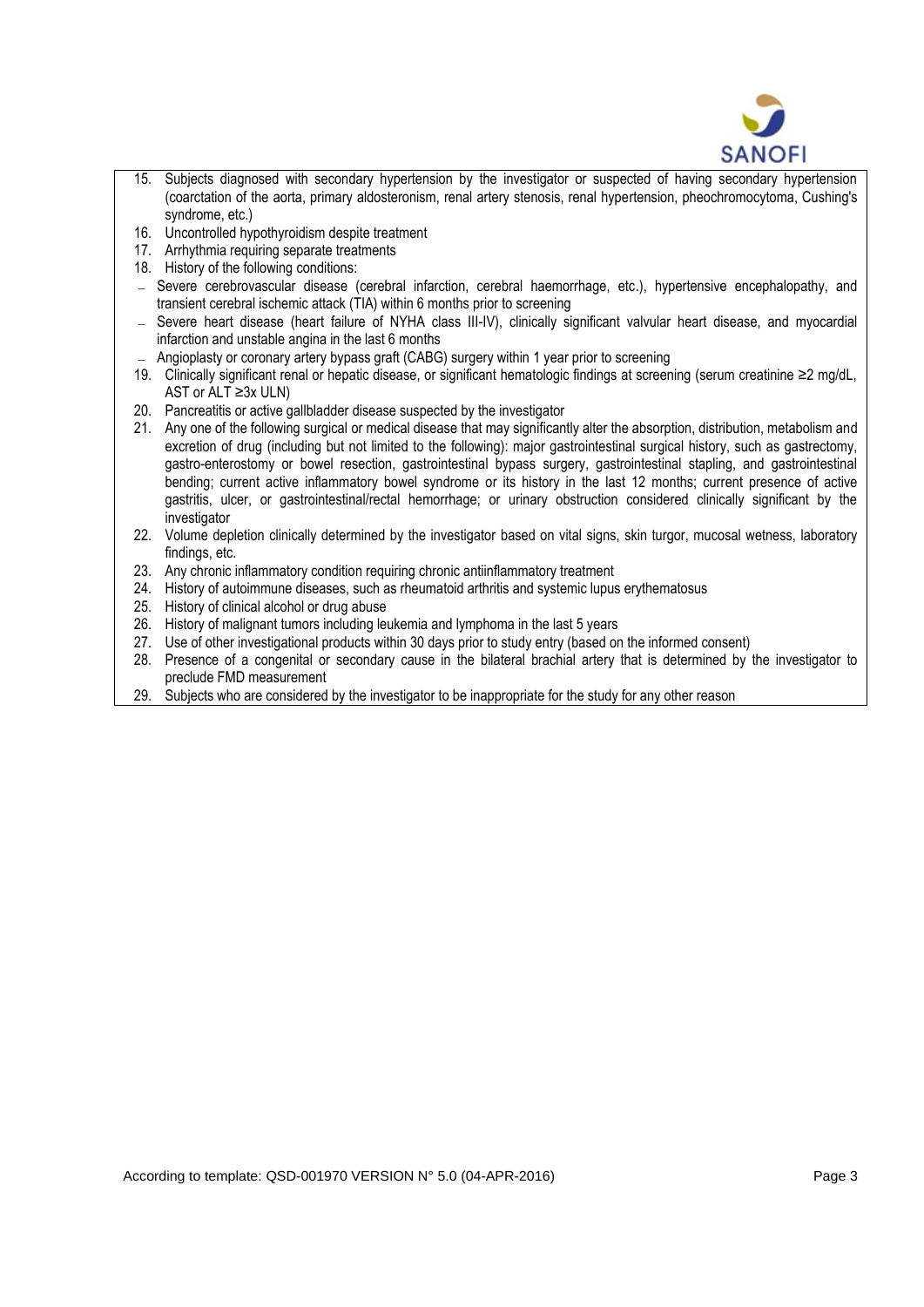15. Subjects diagnosed with secondary hypertension by the investigator or suspected of having secondary hypertension (coarctation of the aorta, primary aldosteronism, renal artery stenosis, renal hypertension, pheochromocytoma, Cushing's syndrome, etc.)
16. Uncontrolled hypothyroidism despite treatment
17. Arrhythmia requiring separate treatments
18. History of the following conditions:
    - Severe cerebrovascular disease (cerebral infarction, cerebral haemorrhage, etc.), hypertensive encephalopathy, and transient cerebral ischemic attack (TIA) within 6 months prior to screening
    - Severe heart disease (heart failure of NYHA class III-IV), clinically significant valvular heart disease, and myocardial infarction and unstable angina in the last 6 months
    - Angioplasty or coronary artery bypass graft (CABG) surgery within 1 year prior to screening
19. Clinically significant renal or hepatic disease, or significant hematologic findings at screening (serum creatinine ≥2 mg/dL, AST or ALT ≥3x ULN)
20. Pancreatitis or active gallbladder disease suspected by the investigator
21. Any one of the following surgical or medical disease that may significantly alter the absorption, distribution, metabolism and excretion of drug (including but not limited to the following): major gastrointestinal surgical history, such as gastrectomy, gastro-enterostomy or bowel resection, gastrointestinal bypass surgery, gastrointestinal stapling, and gastrointestinal bending; current active inflammatory bowel syndrome or its history in the last 12 months; current presence of active gastritis, ulcer, or gastrointestinal/rectal hemorrhage; or urinary obstruction considered clinically significant by the investigator
22. Volume depletion clinically determined by the investigator based on vital signs, skin turgor, mucosal wetness, laboratory findings, etc.
23. Any chronic inflammatory condition requiring chronic antiinflammatory treatment
24. History of autoimmune diseases, such as rheumatoid arthritis and systemic lupus erythematosus
25. History of clinical alcohol or drug abuse
26. History of malignant tumors including leukemia and lymphoma in the last 5 years
27. Use of other investigational products within 30 days prior to study entry (based on the informed consent)
28. Presence of a congenital or secondary cause in the bilateral brachial artery that is determined by the investigator to preclude FMD measurement
29. Subjects who are considered by the investigator to be inappropriate for the study for any other reason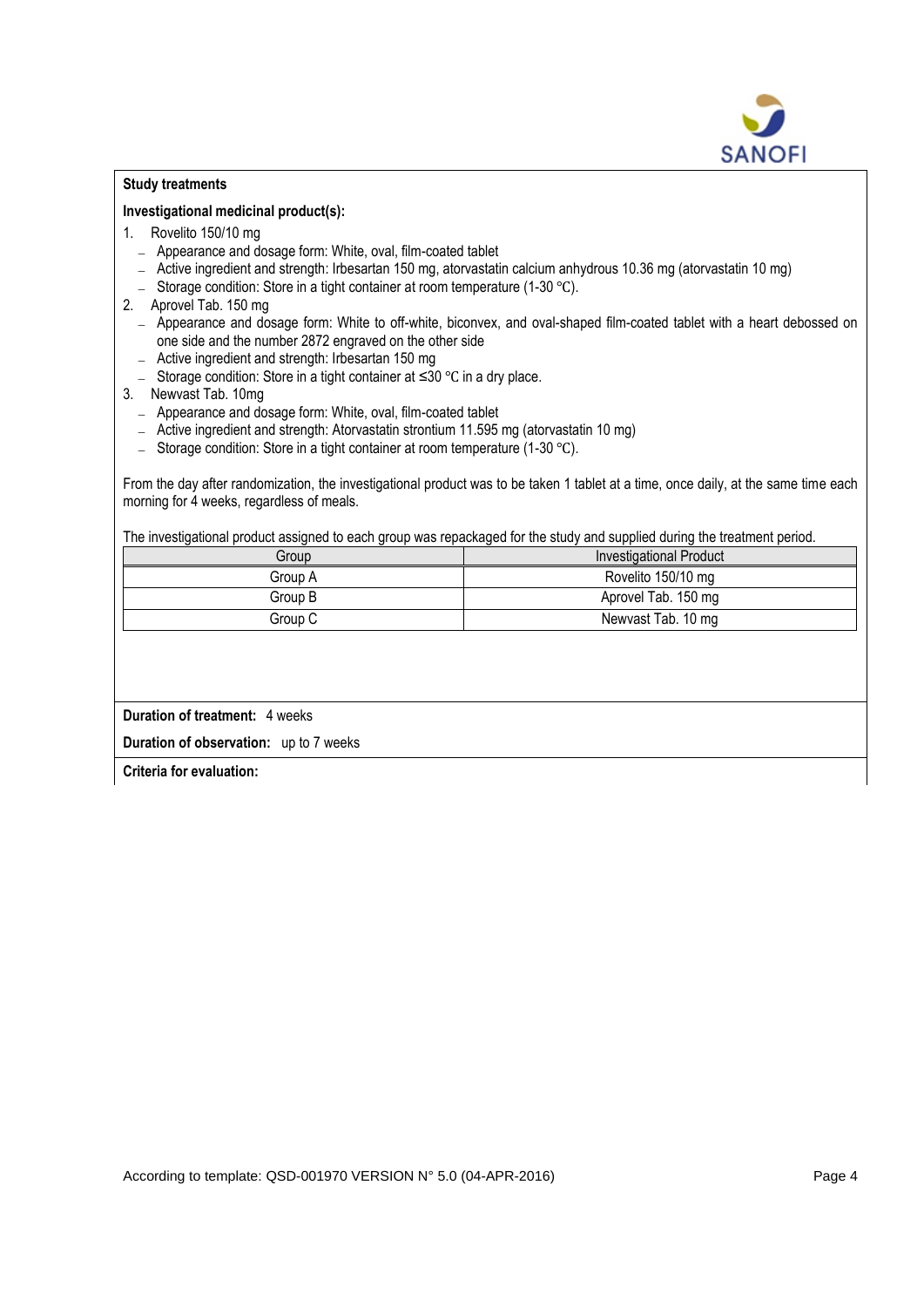**Study treatments**

**Investigational medicinal product(s):**

1. Rovelito 150/10 mg
   - Appearance and dosage form: White, oval, film-coated tablet
   - Active ingredient and strength: Irbesartan 150 mg, atorvastatin calcium anhydrous 10.36 mg (atorvastatin 10 mg)
   - Storage condition: Store in a tight container at room temperature (1-30 ℃).
2. Aprovel Tab. 150 mg
   - Appearance and dosage form: White to off-white, biconvex, and oval-shaped film-coated tablet with a heart debossed on one side and the number 2872 engraved on the other side
   - Active ingredient and strength: Irbesartan 150 mg
   - Storage condition: Store in a tight container at ≤30 ℃ in a dry place.
3. Newvast Tab. 10mg
   - Appearance and dosage form: White, oval, film-coated tablet
   - Active ingredient and strength: Atorvastatin strontium 11.595 mg (atorvastatin 10 mg)
   - Storage condition: Store in a tight container at room temperature (1-30 ℃).

From the day after randomization, the investigational product was to be taken 1 tablet at a time, once daily, at the same time each morning for 4 weeks, regardless of meals.

The investigational product assigned to each group was repackaged for the study and supplied during the treatment period.

| Group | Investigational Product |
|---|---|
| Group A | Rovelito 150/10 mg |
| Group B | Aprovel Tab. 150 mg |
| Group C | Newvast Tab. 10 mg |

**Duration of treatment:** 4 weeks

**Duration of observation:** up to 7 weeks

**Criteria for evaluation:**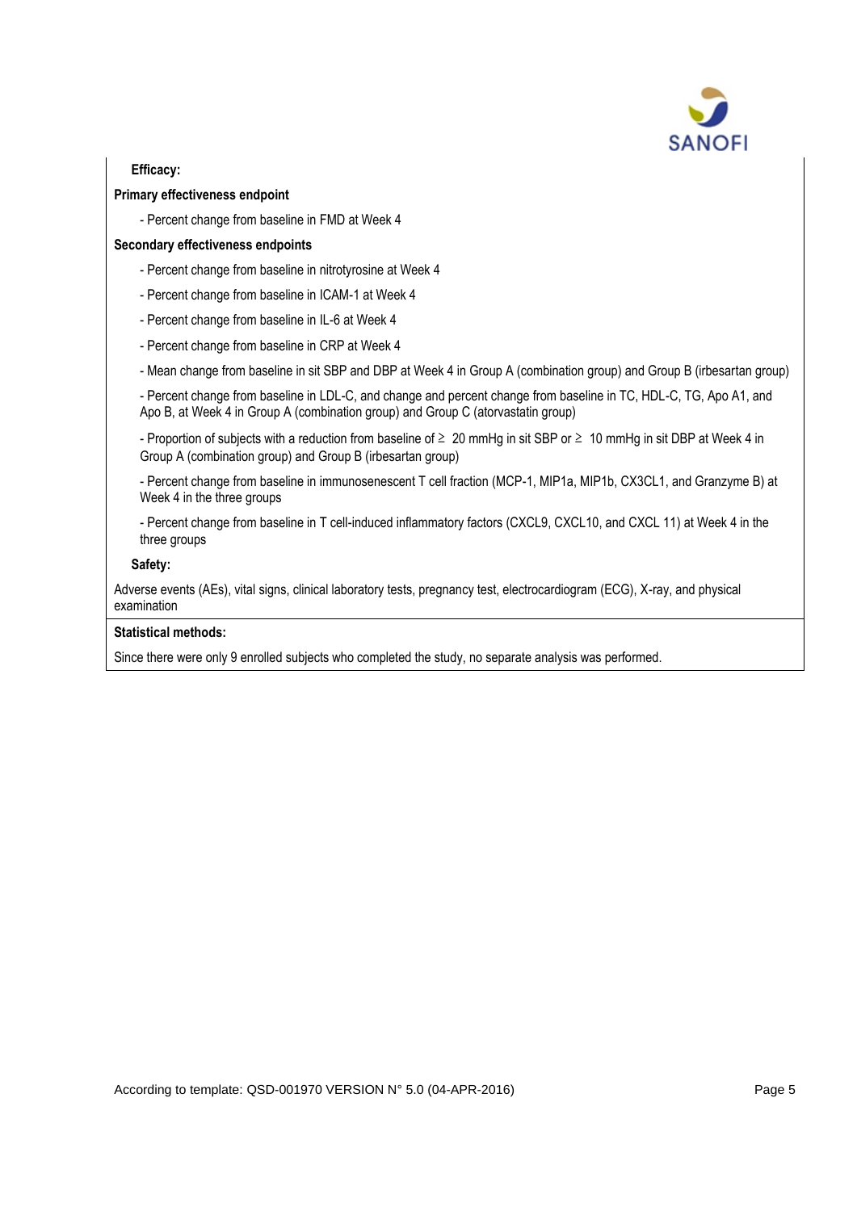**Efficacy:**

**Primary effectiveness endpoint**

- Percent change from baseline in FMD at Week 4

**Secondary effectiveness endpoints**

- Percent change from baseline in nitrotyrosine at Week 4
- Percent change from baseline in ICAM-1 at Week 4
- Percent change from baseline in IL-6 at Week 4
- Percent change from baseline in CRP at Week 4
- Mean change from baseline in sit SBP and DBP at Week 4 in Group A (combination group) and Group B (irbesartan group)
- Percent change from baseline in LDL-C, and change and percent change from baseline in TC, HDL-C, TG, Apo A1, and Apo B, at Week 4 in Group A (combination group) and Group C (atorvastatin group)
- Proportion of subjects with a reduction from baseline of ≥ 20 mmHg in sit SBP or ≥ 10 mmHg in sit DBP at Week 4 in Group A (combination group) and Group B (irbesartan group)
- Percent change from baseline in immunosenescent T cell fraction (MCP-1, MIP1a, MIP1b, CX3CL1, and Granzyme B) at Week 4 in the three groups
- Percent change from baseline in T cell-induced inflammatory factors (CXCL9, CXCL10, and CXCL 11) at Week 4 in the three groups

**Safety:**

Adverse events (AEs), vital signs, clinical laboratory tests, pregnancy test, electrocardiogram (ECG), X-ray, and physical examination

**Statistical methods:**

Since there were only 9 enrolled subjects who completed the study, no separate analysis was performed.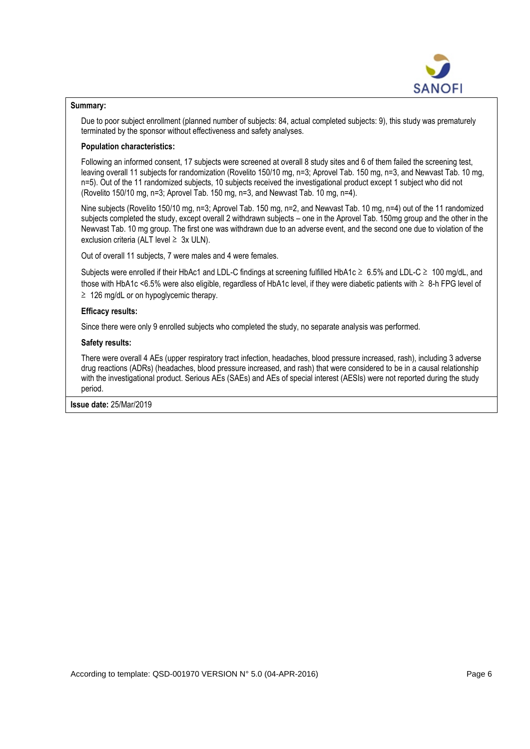**Summary:**

Due to poor subject enrollment (planned number of subjects: 84, actual completed subjects: 9), this study was prematurely terminated by the sponsor without effectiveness and safety analyses.

**Population characteristics:**

Following an informed consent, 17 subjects were screened at overall 8 study sites and 6 of them failed the screening test, leaving overall 11 subjects for randomization (Rovelito 150/10 mg, n=3; Aprovel Tab. 150 mg, n=3, and Newvast Tab. 10 mg, n=5). Out of the 11 randomized subjects, 10 subjects received the investigational product except 1 subject who did not (Rovelito 150/10 mg, n=3; Aprovel Tab. 150 mg, n=3, and Newvast Tab. 10 mg, n=4).

Nine subjects (Rovelito 150/10 mg, n=3; Aprovel Tab. 150 mg, n=2, and Newvast Tab. 10 mg, n=4) out of the 11 randomized subjects completed the study, except overall 2 withdrawn subjects – one in the Aprovel Tab. 150mg group and the other in the Newvast Tab. 10 mg group. The first one was withdrawn due to an adverse event, and the second one due to violation of the exclusion criteria (ALT level ≥ 3x ULN).

Out of overall 11 subjects, 7 were males and 4 were females.

Subjects were enrolled if their HbAc1 and LDL-C findings at screening fulfilled HbA1c ≥ 6.5% and LDL-C ≥ 100 mg/dL, and those with HbA1c <6.5% were also eligible, regardless of HbA1c level, if they were diabetic patients with ≥ 8-h FPG level of ≥ 126 mg/dL or on hypoglycemic therapy.

**Efficacy results:**

Since there were only 9 enrolled subjects who completed the study, no separate analysis was performed.

**Safety results:**

There were overall 4 AEs (upper respiratory tract infection, headaches, blood pressure increased, rash), including 3 adverse drug reactions (ADRs) (headaches, blood pressure increased, and rash) that were considered to be in a causal relationship with the investigational product. Serious AEs (SAEs) and AEs of special interest (AESIs) were not reported during the study period.

**Issue date:** 25/Mar/2019